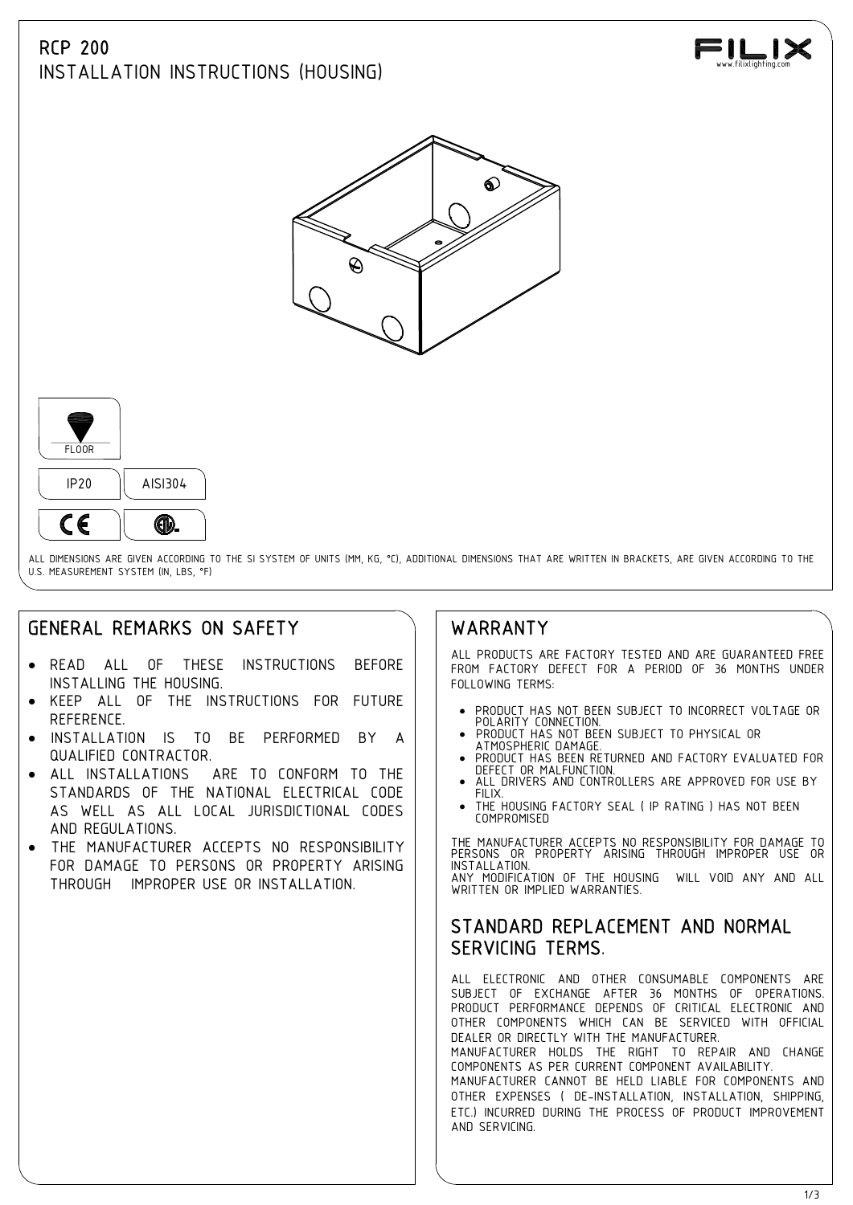# RCP 200
## INSTALLATION INSTRUCTIONS (HOUSING)

FILIX
www.filixlighting.com

FLOOR

IP20 | AISI304

ALL DIMENSIONS ARE GIVEN ACCORDING TO THE SI SYSTEM OF UNITS (MM, KG, °C), ADDITIONAL DIMENSIONS THAT ARE WRITTEN IN BRACKETS, ARE GIVEN ACCORDING TO THE U.S. MEASUREMENT SYSTEM (IN, LBS, °F)

## GENERAL REMARKS ON SAFETY

- READ ALL OF THESE INSTRUCTIONS BEFORE INSTALLING THE HOUSING.
- KEEP ALL OF THE INSTRUCTIONS FOR FUTURE REFERENCE.
- INSTALLATION IS TO BE PERFORMED BY A QUALIFIED CONTRACTOR.
- ALL INSTALLATIONS ARE TO CONFORM TO THE STANDARDS OF THE NATIONAL ELECTRICAL CODE AS WELL AS ALL LOCAL JURISDICTIONAL CODES AND REGULATIONS.
- THE MANUFACTURER ACCEPTS NO RESPONSIBILITY FOR DAMAGE TO PERSONS OR PROPERTY ARISING THROUGH IMPROPER USE OR INSTALLATION.

## WARRANTY

ALL PRODUCTS ARE FACTORY TESTED AND ARE GUARANTEED FREE FROM FACTORY DEFECT FOR A PERIOD OF 36 MONTHS UNDER FOLLOWING TERMS:

- PRODUCT HAS NOT BEEN SUBJECT TO INCORRECT VOLTAGE OR POLARITY CONNECTION.
- PRODUCT HAS NOT BEEN SUBJECT TO PHYSICAL OR ATMOSPHERIC DAMAGE.
- PRODUCT HAS BEEN RETURNED AND FACTORY EVALUATED FOR DEFECT OR MALFUNCTION.
- ALL DRIVERS AND CONTROLLERS ARE APPROVED FOR USE BY FILIX.
- THE HOUSING FACTORY SEAL ( IP RATING ) HAS NOT BEEN COMPROMISED

THE MANUFACTURER ACCEPTS NO RESPONSIBILITY FOR DAMAGE TO PERSONS OR PROPERTY ARISING THROUGH IMPROPER USE OR INSTALLATION.
ANY MODIFICATION OF THE HOUSING WILL VOID ANY AND ALL WRITTEN OR IMPLIED WARRANTIES.

## STANDARD REPLACEMENT AND NORMAL SERVICING TERMS.

ALL ELECTRONIC AND OTHER CONSUMABLE COMPONENTS ARE SUBJECT OF EXCHANGE AFTER 36 MONTHS OF OPERATIONS. PRODUCT PERFORMANCE DEPENDS OF CRITICAL ELECTRONIC AND OTHER COMPONENTS WHICH CAN BE SERVICED WITH OFFICIAL DEALER OR DIRECTLY WITH THE MANUFACTURER.
MANUFACTURER HOLDS THE RIGHT TO REPAIR AND CHANGE COMPONENTS AS PER CURRENT COMPONENT AVAILABILITY.
MANUFACTURER CANNOT BE HELD LIABLE FOR COMPONENTS AND OTHER EXPENSES ( DE-INSTALLATION, INSTALLATION, SHIPPING, ETC.) INCURRED DURING THE PROCESS OF PRODUCT IMPROVEMENT AND SERVICING.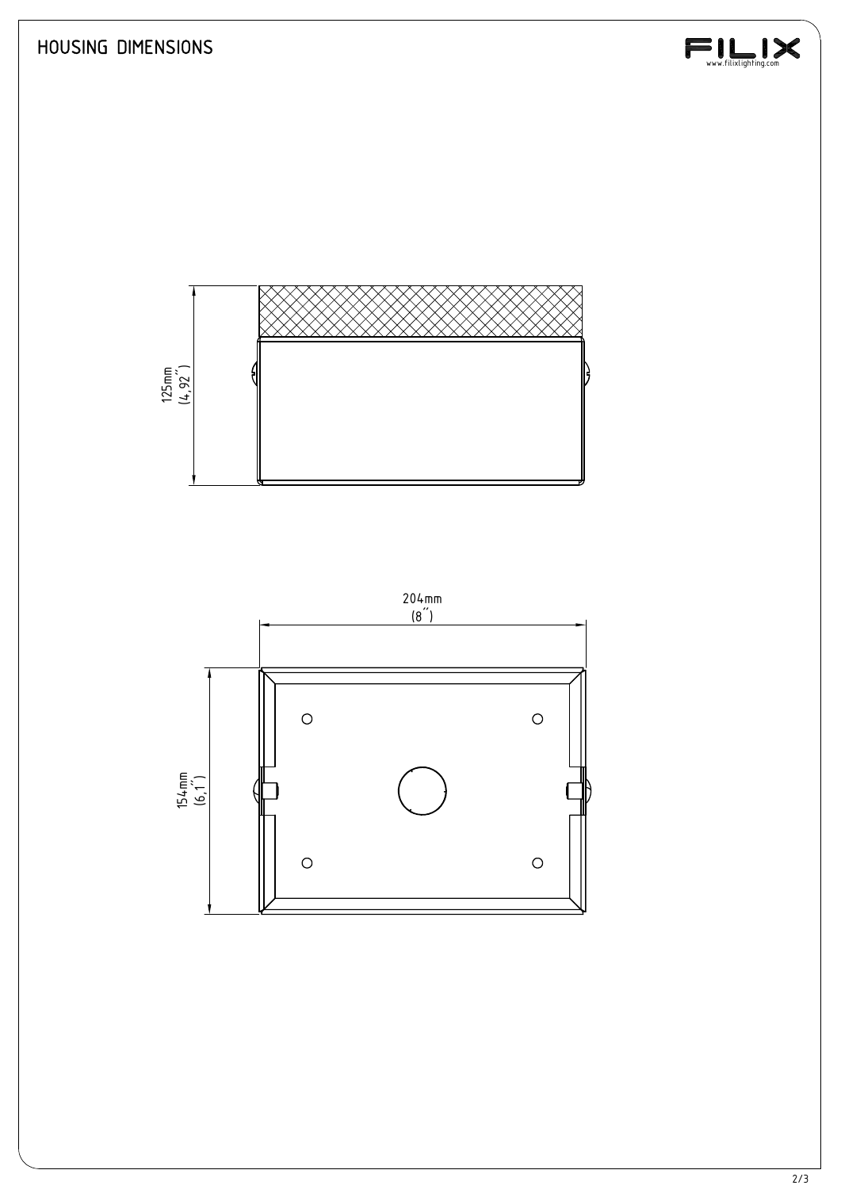# HOUSING DIMENSIONS

125mm
(4,92˝)

204mm
(8˝)

154mm
(6,1˝)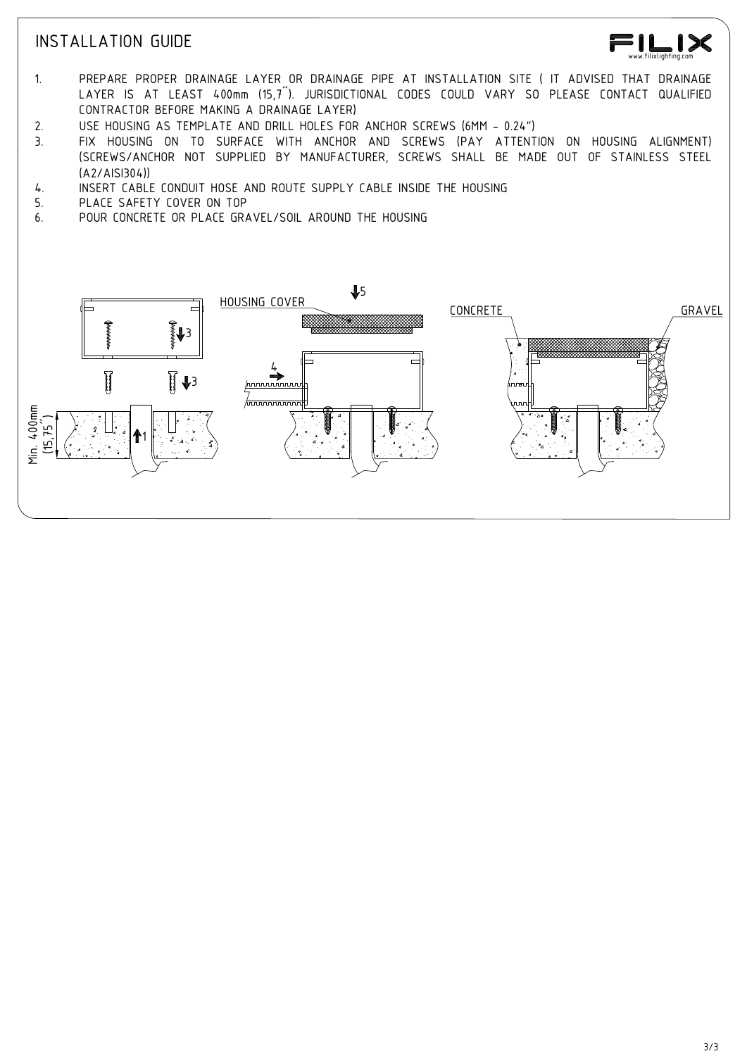# INSTALLATION GUIDE

1. PREPARE PROPER DRAINAGE LAYER OR DRAINAGE PIPE AT INSTALLATION SITE ( IT ADVISED THAT DRAINAGE LAYER IS AT LEAST 400mm (15,7"). JURISDICTIONAL CODES COULD VARY SO PLEASE CONTACT QUALIFIED CONTRACTOR BEFORE MAKING A DRAINAGE LAYER)
2. USE HOUSING AS TEMPLATE AND DRILL HOLES FOR ANCHOR SCREWS (6MM - 0.24")
3. FIX HOUSING ON TO SURFACE WITH ANCHOR AND SCREWS (PAY ATTENTION ON HOUSING ALIGNMENT) (SCREWS/ANCHOR NOT SUPPLIED BY MANUFACTURER, SCREWS SHALL BE MADE OUT OF STAINLESS STEEL (A2/AISI304))
4. INSERT CABLE CONDUIT HOSE AND ROUTE SUPPLY CABLE INSIDE THE HOUSING
5. PLACE SAFETY COVER ON TOP
6. POUR CONCRETE OR PLACE GRAVEL/SOIL AROUND THE HOUSING

Min. 400mm (15,75")

1

3

3

HOUSING COVER

5

4

CONCRETE

GRAVEL